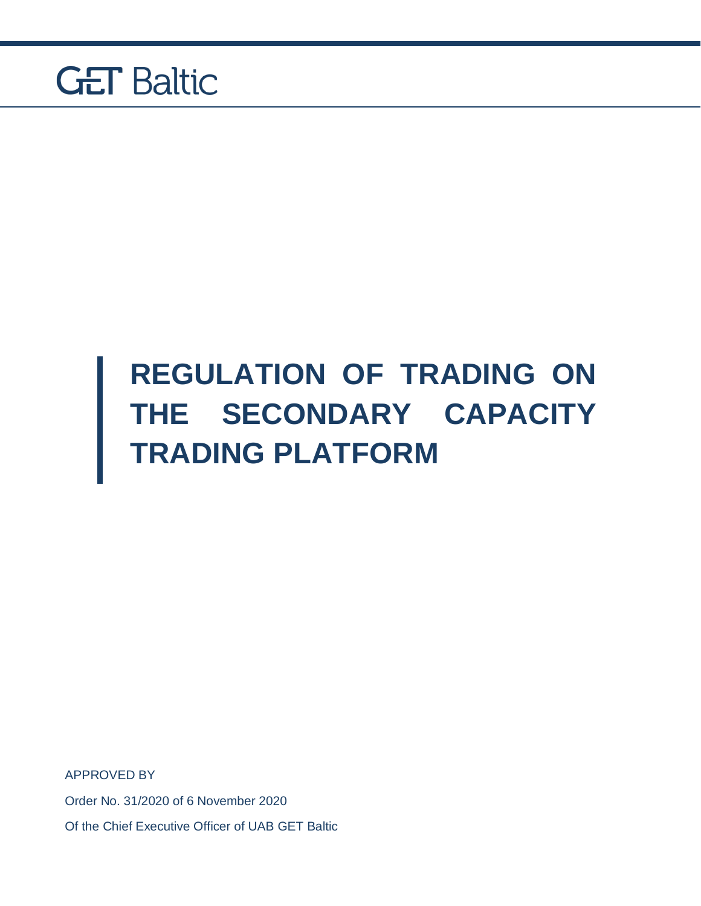GET Baltic

# REGULATION OF TRADING ON THE SECONDARY CAPACITY TRADING PLATFORM

APPROVED BY

Order No. 31/2020 of 6 November 2020

Of the Chief Executive Officer of UAB GET Baltic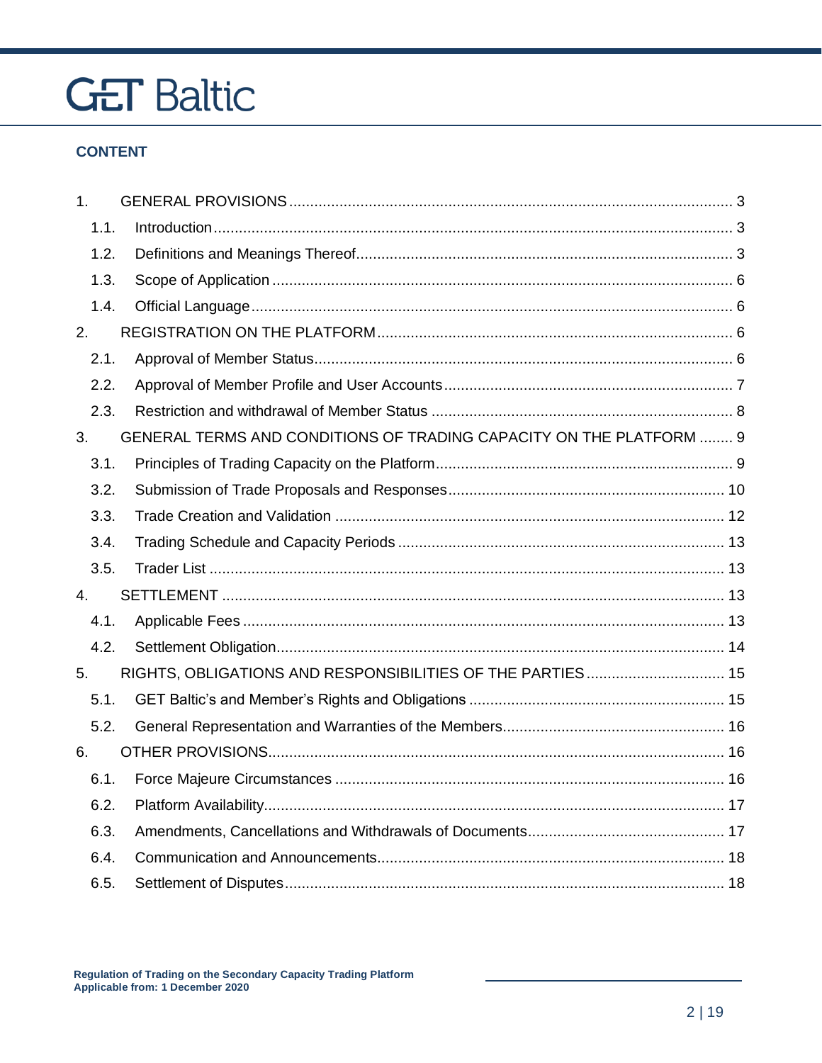# CONTENT

1. GENERAL PROVISIONS ........ 3
   - 1.1. Introduction ........ 3
   - 1.2. Definitions and Meanings Thereof ........ 3
   - 1.3. Scope of Application ........ 6
   - 1.4. Official Language ........ 6
2. REGISTRATION ON THE PLATFORM ........ 6
   - 2.1. Approval of Member Status ........ 6
   - 2.2. Approval of Member Profile and User Accounts ........ 7
   - 2.3. Restriction and withdrawal of Member Status ........ 8
3. GENERAL TERMS AND CONDITIONS OF TRADING CAPACITY ON THE PLATFORM ........ 9
   - 3.1. Principles of Trading Capacity on the Platform ........ 9
   - 3.2. Submission of Trade Proposals and Responses ........ 10
   - 3.3. Trade Creation and Validation ........ 12
   - 3.4. Trading Schedule and Capacity Periods ........ 13
   - 3.5. Trader List ........ 13
4. SETTLEMENT ........ 13
   - 4.1. Applicable Fees ........ 13
   - 4.2. Settlement Obligation ........ 14
5. RIGHTS, OBLIGATIONS AND RESPONSIBILITIES OF THE PARTIES ........ 15
   - 5.1. GET Baltic's and Member's Rights and Obligations ........ 15
   - 5.2. General Representation and Warranties of the Members ........ 16
6. OTHER PROVISIONS ........ 16
   - 6.1. Force Majeure Circumstances ........ 16
   - 6.2. Platform Availability ........ 17
   - 6.3. Amendments, Cancellations and Withdrawals of Documents ........ 17
   - 6.4. Communication and Announcements ........ 18
   - 6.5. Settlement of Disputes ........ 18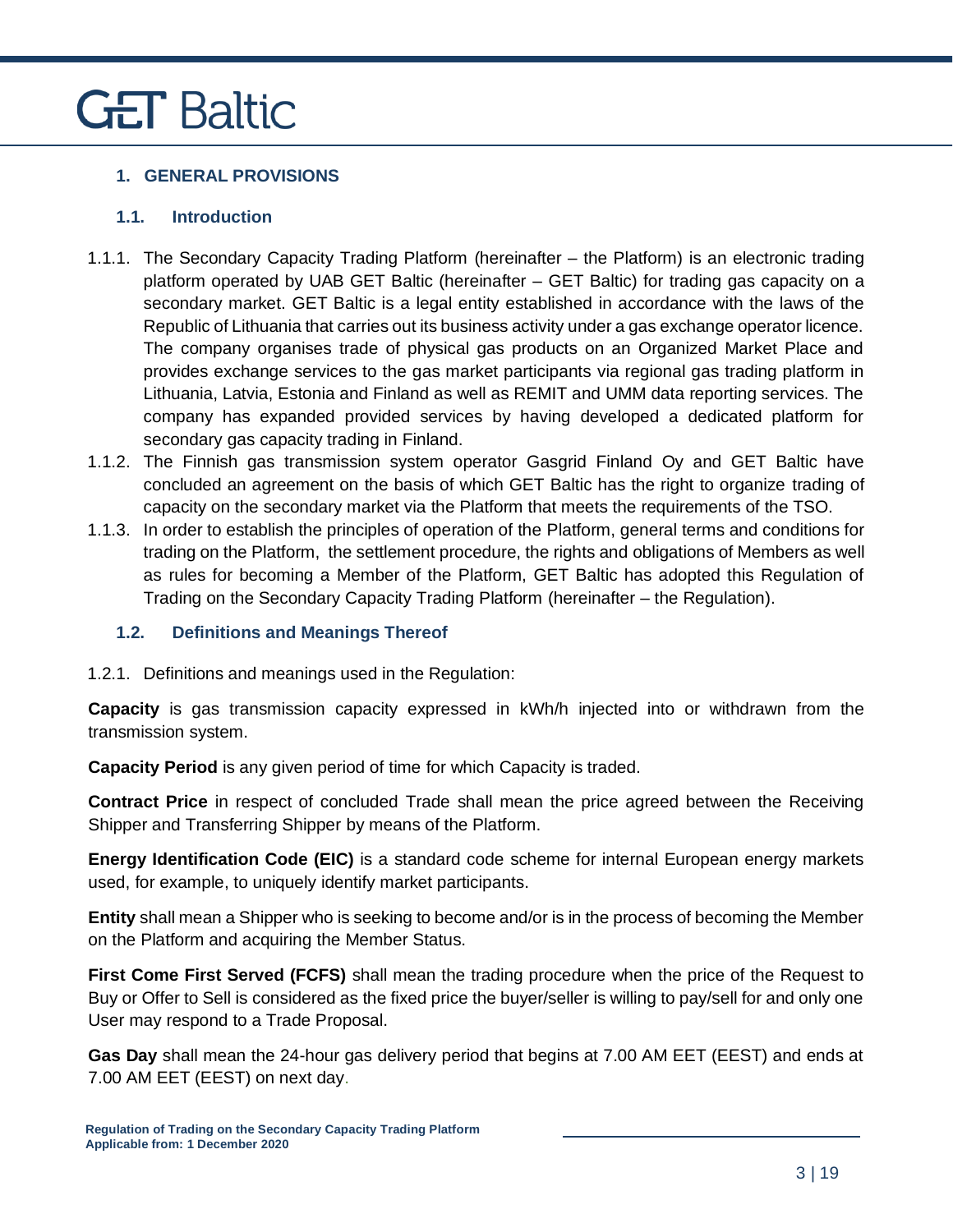## 1. GENERAL PROVISIONS

### 1.1. Introduction

1.1.1. The Secondary Capacity Trading Platform (hereinafter – the Platform) is an electronic trading platform operated by UAB GET Baltic (hereinafter – GET Baltic) for trading gas capacity on a secondary market. GET Baltic is a legal entity established in accordance with the laws of the Republic of Lithuania that carries out its business activity under a gas exchange operator licence. The company organises trade of physical gas products on an Organized Market Place and provides exchange services to the gas market participants via regional gas trading platform in Lithuania, Latvia, Estonia and Finland as well as REMIT and UMM data reporting services. The company has expanded provided services by having developed a dedicated platform for secondary gas capacity trading in Finland.

1.1.2. The Finnish gas transmission system operator Gasgrid Finland Oy and GET Baltic have concluded an agreement on the basis of which GET Baltic has the right to organize trading of capacity on the secondary market via the Platform that meets the requirements of the TSO.

1.1.3. In order to establish the principles of operation of the Platform, general terms and conditions for trading on the Platform, the settlement procedure, the rights and obligations of Members as well as rules for becoming a Member of the Platform, GET Baltic has adopted this Regulation of Trading on the Secondary Capacity Trading Platform (hereinafter – the Regulation).

### 1.2. Definitions and Meanings Thereof

1.2.1. Definitions and meanings used in the Regulation:

**Capacity** is gas transmission capacity expressed in kWh/h injected into or withdrawn from the transmission system.

**Capacity Period** is any given period of time for which Capacity is traded.

**Contract Price** in respect of concluded Trade shall mean the price agreed between the Receiving Shipper and Transferring Shipper by means of the Platform.

**Energy Identification Code (EIC)** is a standard code scheme for internal European energy markets used, for example, to uniquely identify market participants.

**Entity** shall mean a Shipper who is seeking to become and/or is in the process of becoming the Member on the Platform and acquiring the Member Status.

**First Come First Served (FCFS)** shall mean the trading procedure when the price of the Request to Buy or Offer to Sell is considered as the fixed price the buyer/seller is willing to pay/sell for and only one User may respond to a Trade Proposal.

**Gas Day** shall mean the 24-hour gas delivery period that begins at 7.00 AM EET (EEST) and ends at 7.00 AM EET (EEST) on next day.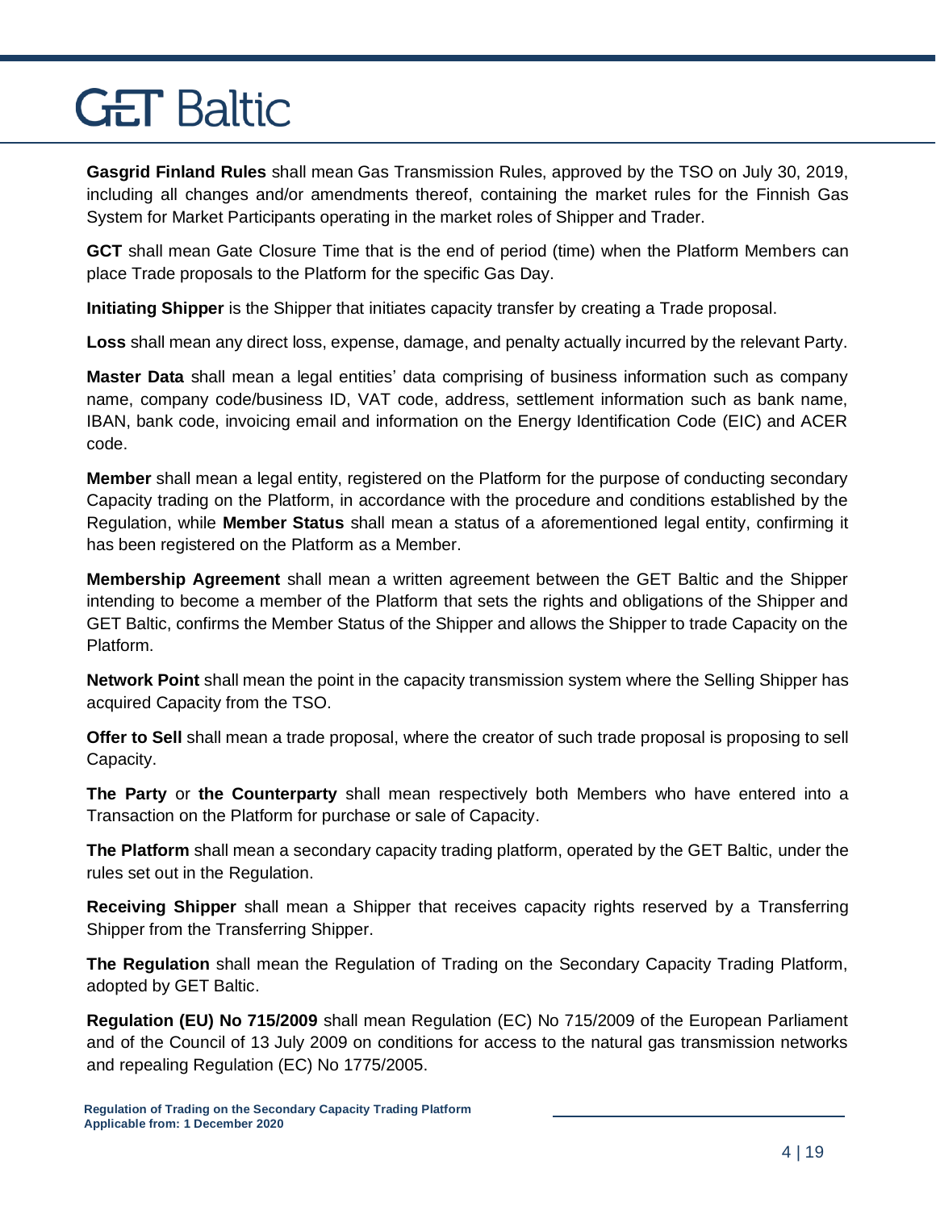**Gasgrid Finland Rules** shall mean Gas Transmission Rules, approved by the TSO on July 30, 2019, including all changes and/or amendments thereof, containing the market rules for the Finnish Gas System for Market Participants operating in the market roles of Shipper and Trader.

**GCT** shall mean Gate Closure Time that is the end of period (time) when the Platform Members can place Trade proposals to the Platform for the specific Gas Day.

**Initiating Shipper** is the Shipper that initiates capacity transfer by creating a Trade proposal.

**Loss** shall mean any direct loss, expense, damage, and penalty actually incurred by the relevant Party.

**Master Data** shall mean a legal entities' data comprising of business information such as company name, company code/business ID, VAT code, address, settlement information such as bank name, IBAN, bank code, invoicing email and information on the Energy Identification Code (EIC) and ACER code.

**Member** shall mean a legal entity, registered on the Platform for the purpose of conducting secondary Capacity trading on the Platform, in accordance with the procedure and conditions established by the Regulation, while **Member Status** shall mean a status of a aforementioned legal entity, confirming it has been registered on the Platform as a Member.

**Membership Agreement** shall mean a written agreement between the GET Baltic and the Shipper intending to become a member of the Platform that sets the rights and obligations of the Shipper and GET Baltic, confirms the Member Status of the Shipper and allows the Shipper to trade Capacity on the Platform.

**Network Point** shall mean the point in the capacity transmission system where the Selling Shipper has acquired Capacity from the TSO.

**Offer to Sell** shall mean a trade proposal, where the creator of such trade proposal is proposing to sell Capacity.

**The Party** or **the Counterparty** shall mean respectively both Members who have entered into a Transaction on the Platform for purchase or sale of Capacity.

**The Platform** shall mean a secondary capacity trading platform, operated by the GET Baltic, under the rules set out in the Regulation.

**Receiving Shipper** shall mean a Shipper that receives capacity rights reserved by a Transferring Shipper from the Transferring Shipper.

**The Regulation** shall mean the Regulation of Trading on the Secondary Capacity Trading Platform, adopted by GET Baltic.

**Regulation (EU) No 715/2009** shall mean Regulation (EC) No 715/2009 of the European Parliament and of the Council of 13 July 2009 on conditions for access to the natural gas transmission networks and repealing Regulation (EC) No 1775/2005.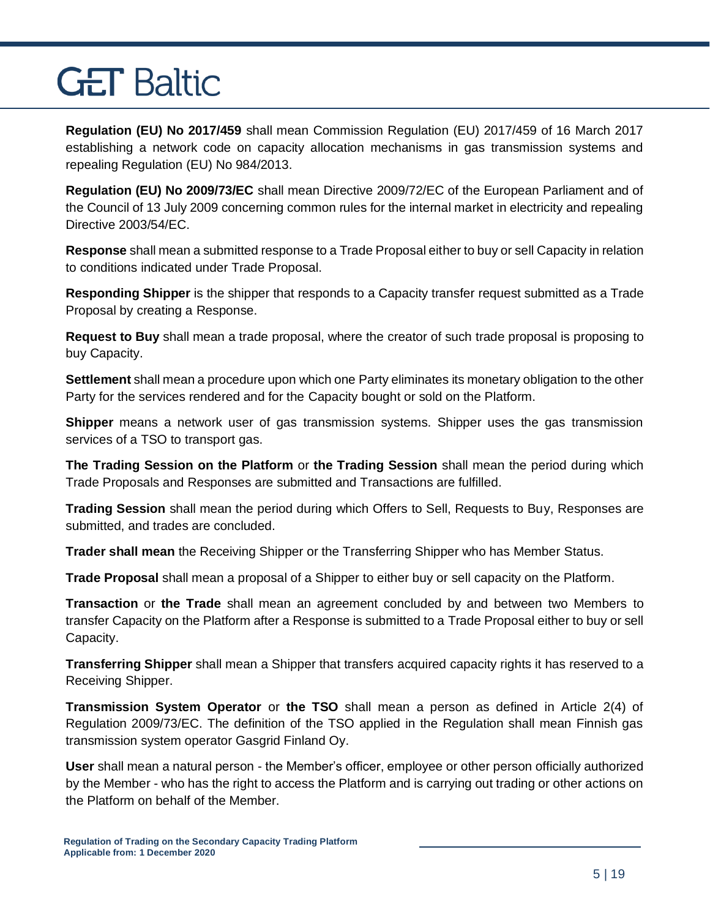**Regulation (EU) No 2017/459** shall mean Commission Regulation (EU) 2017/459 of 16 March 2017 establishing a network code on capacity allocation mechanisms in gas transmission systems and repealing Regulation (EU) No 984/2013.

**Regulation (EU) No 2009/73/EC** shall mean Directive 2009/72/EC of the European Parliament and of the Council of 13 July 2009 concerning common rules for the internal market in electricity and repealing Directive 2003/54/EC.

**Response** shall mean a submitted response to a Trade Proposal either to buy or sell Capacity in relation to conditions indicated under Trade Proposal.

**Responding Shipper** is the shipper that responds to a Capacity transfer request submitted as a Trade Proposal by creating a Response.

**Request to Buy** shall mean a trade proposal, where the creator of such trade proposal is proposing to buy Capacity.

**Settlement** shall mean a procedure upon which one Party eliminates its monetary obligation to the other Party for the services rendered and for the Capacity bought or sold on the Platform.

**Shipper** means a network user of gas transmission systems. Shipper uses the gas transmission services of a TSO to transport gas.

**The Trading Session on the Platform** or **the Trading Session** shall mean the period during which Trade Proposals and Responses are submitted and Transactions are fulfilled.

**Trading Session** shall mean the period during which Offers to Sell, Requests to Buy, Responses are submitted, and trades are concluded.

**Trader shall mean** the Receiving Shipper or the Transferring Shipper who has Member Status.

**Trade Proposal** shall mean a proposal of a Shipper to either buy or sell capacity on the Platform.

**Transaction** or **the Trade** shall mean an agreement concluded by and between two Members to transfer Capacity on the Platform after a Response is submitted to a Trade Proposal either to buy or sell Capacity.

**Transferring Shipper** shall mean a Shipper that transfers acquired capacity rights it has reserved to a Receiving Shipper.

**Transmission System Operator** or **the TSO** shall mean a person as defined in Article 2(4) of Regulation 2009/73/EC. The definition of the TSO applied in the Regulation shall mean Finnish gas transmission system operator Gasgrid Finland Oy.

**User** shall mean a natural person - the Member's officer, employee or other person officially authorized by the Member - who has the right to access the Platform and is carrying out trading or other actions on the Platform on behalf of the Member.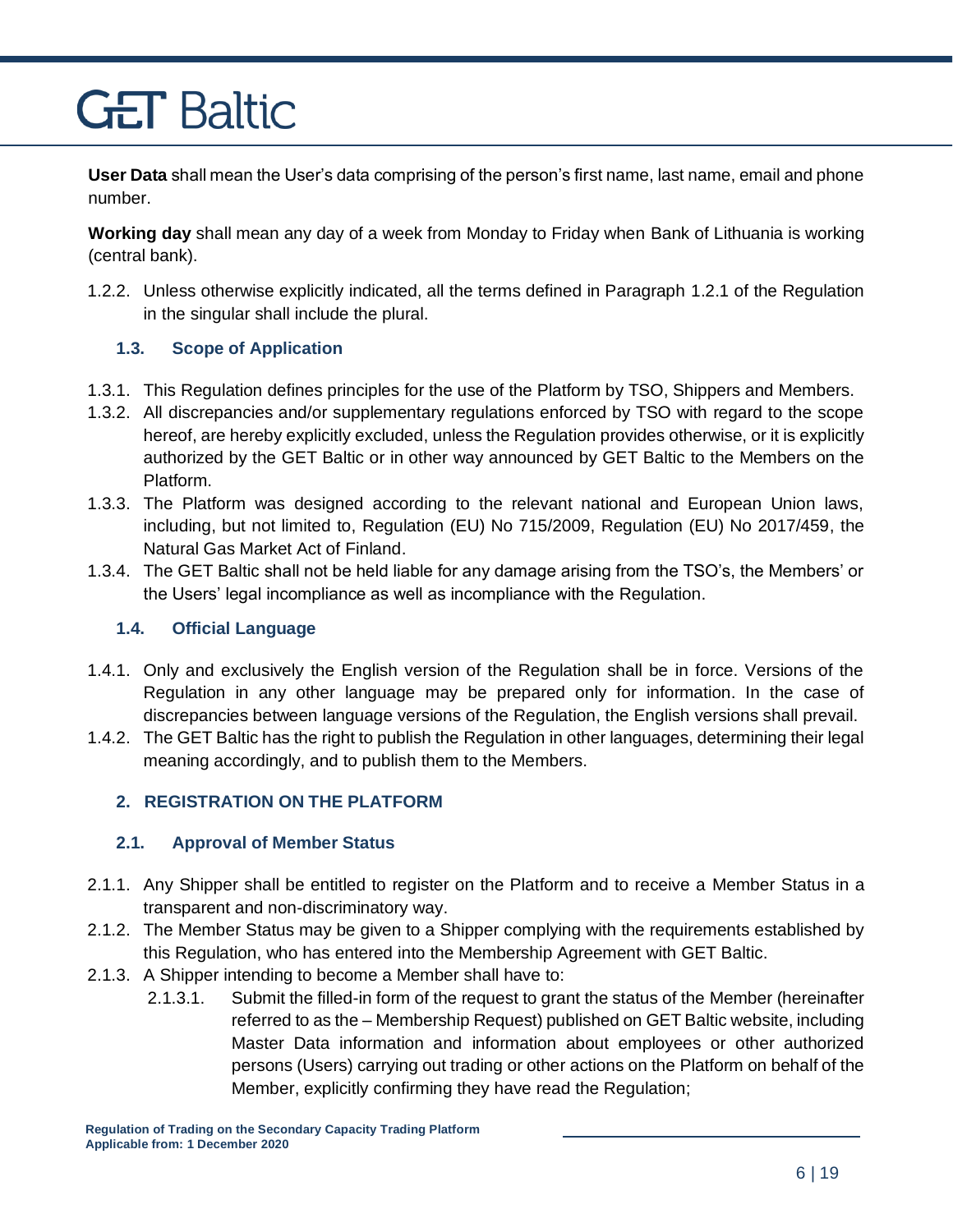**User Data** shall mean the User's data comprising of the person's first name, last name, email and phone number.

**Working day** shall mean any day of a week from Monday to Friday when Bank of Lithuania is working (central bank).

1.2.2. Unless otherwise explicitly indicated, all the terms defined in Paragraph 1.2.1 of the Regulation in the singular shall include the plural.

### 1.3. Scope of Application

1.3.1. This Regulation defines principles for the use of the Platform by TSO, Shippers and Members.

1.3.2. All discrepancies and/or supplementary regulations enforced by TSO with regard to the scope hereof, are hereby explicitly excluded, unless the Regulation provides otherwise, or it is explicitly authorized by the GET Baltic or in other way announced by GET Baltic to the Members on the Platform.

1.3.3. The Platform was designed according to the relevant national and European Union laws, including, but not limited to, Regulation (EU) No 715/2009, Regulation (EU) No 2017/459, the Natural Gas Market Act of Finland.

1.3.4. The GET Baltic shall not be held liable for any damage arising from the TSO's, the Members' or the Users' legal incompliance as well as incompliance with the Regulation.

### 1.4. Official Language

1.4.1. Only and exclusively the English version of the Regulation shall be in force. Versions of the Regulation in any other language may be prepared only for information. In the case of discrepancies between language versions of the Regulation, the English versions shall prevail.

1.4.2. The GET Baltic has the right to publish the Regulation in other languages, determining their legal meaning accordingly, and to publish them to the Members.

## 2. REGISTRATION ON THE PLATFORM

### 2.1. Approval of Member Status

2.1.1. Any Shipper shall be entitled to register on the Platform and to receive a Member Status in a transparent and non-discriminatory way.

2.1.2. The Member Status may be given to a Shipper complying with the requirements established by this Regulation, who has entered into the Membership Agreement with GET Baltic.

2.1.3. A Shipper intending to become a Member shall have to:

2.1.3.1. Submit the filled-in form of the request to grant the status of the Member (hereinafter referred to as the – Membership Request) published on GET Baltic website, including Master Data information and information about employees or other authorized persons (Users) carrying out trading or other actions on the Platform on behalf of the Member, explicitly confirming they have read the Regulation;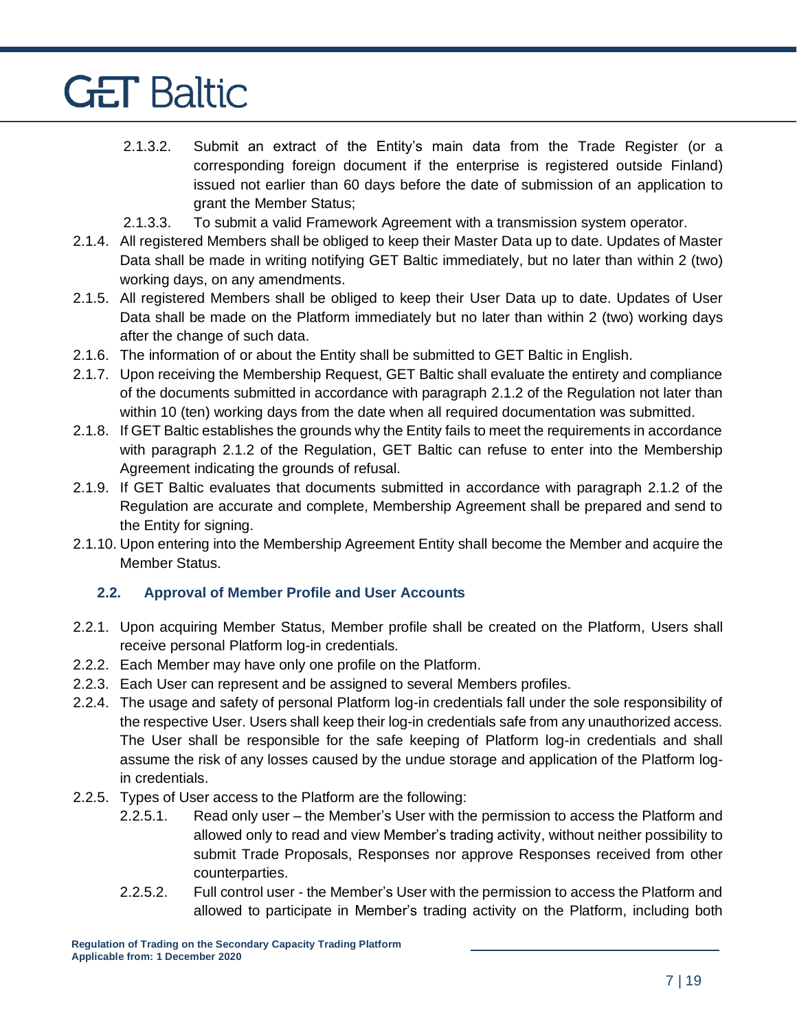2.1.3.2. Submit an extract of the Entity's main data from the Trade Register (or a corresponding foreign document if the enterprise is registered outside Finland) issued not earlier than 60 days before the date of submission of an application to grant the Member Status;

2.1.3.3. To submit a valid Framework Agreement with a transmission system operator.

2.1.4. All registered Members shall be obliged to keep their Master Data up to date. Updates of Master Data shall be made in writing notifying GET Baltic immediately, but no later than within 2 (two) working days, on any amendments.

2.1.5. All registered Members shall be obliged to keep their User Data up to date. Updates of User Data shall be made on the Platform immediately but no later than within 2 (two) working days after the change of such data.

2.1.6. The information of or about the Entity shall be submitted to GET Baltic in English.

2.1.7. Upon receiving the Membership Request, GET Baltic shall evaluate the entirety and compliance of the documents submitted in accordance with paragraph 2.1.2 of the Regulation not later than within 10 (ten) working days from the date when all required documentation was submitted.

2.1.8. If GET Baltic establishes the grounds why the Entity fails to meet the requirements in accordance with paragraph 2.1.2 of the Regulation, GET Baltic can refuse to enter into the Membership Agreement indicating the grounds of refusal.

2.1.9. If GET Baltic evaluates that documents submitted in accordance with paragraph 2.1.2 of the Regulation are accurate and complete, Membership Agreement shall be prepared and send to the Entity for signing.

2.1.10. Upon entering into the Membership Agreement Entity shall become the Member and acquire the Member Status.

### 2.2. Approval of Member Profile and User Accounts

2.2.1. Upon acquiring Member Status, Member profile shall be created on the Platform, Users shall receive personal Platform log-in credentials.

2.2.2. Each Member may have only one profile on the Platform.

2.2.3. Each User can represent and be assigned to several Members profiles.

2.2.4. The usage and safety of personal Platform log-in credentials fall under the sole responsibility of the respective User. Users shall keep their log-in credentials safe from any unauthorized access. The User shall be responsible for the safe keeping of Platform log-in credentials and shall assume the risk of any losses caused by the undue storage and application of the Platform log-in credentials.

2.2.5. Types of User access to the Platform are the following:

2.2.5.1. Read only user – the Member's User with the permission to access the Platform and allowed only to read and view Member's trading activity, without neither possibility to submit Trade Proposals, Responses nor approve Responses received from other counterparties.

2.2.5.2. Full control user - the Member's User with the permission to access the Platform and allowed to participate in Member's trading activity on the Platform, including both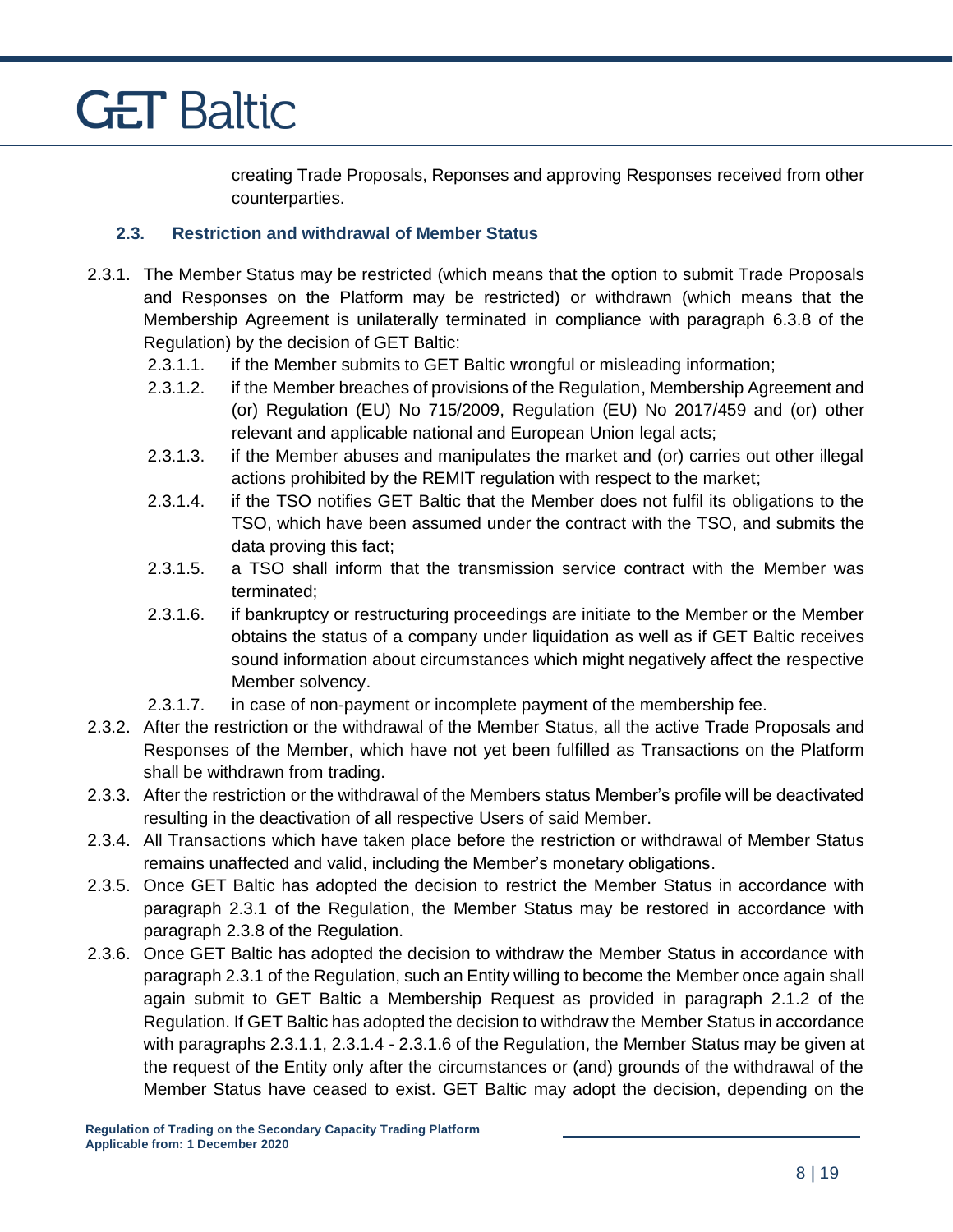creating Trade Proposals, Reponses and approving Responses received from other counterparties.

### 2.3. Restriction and withdrawal of Member Status

2.3.1. The Member Status may be restricted (which means that the option to submit Trade Proposals and Responses on the Platform may be restricted) or withdrawn (which means that the Membership Agreement is unilaterally terminated in compliance with paragraph 6.3.8 of the Regulation) by the decision of GET Baltic:

2.3.1.1. if the Member submits to GET Baltic wrongful or misleading information;

2.3.1.2. if the Member breaches of provisions of the Regulation, Membership Agreement and (or) Regulation (EU) No 715/2009, Regulation (EU) No 2017/459 and (or) other relevant and applicable national and European Union legal acts;

2.3.1.3. if the Member abuses and manipulates the market and (or) carries out other illegal actions prohibited by the REMIT regulation with respect to the market;

2.3.1.4. if the TSO notifies GET Baltic that the Member does not fulfil its obligations to the TSO, which have been assumed under the contract with the TSO, and submits the data proving this fact;

2.3.1.5. a TSO shall inform that the transmission service contract with the Member was terminated;

2.3.1.6. if bankruptcy or restructuring proceedings are initiate to the Member or the Member obtains the status of a company under liquidation as well as if GET Baltic receives sound information about circumstances which might negatively affect the respective Member solvency.

2.3.1.7. in case of non-payment or incomplete payment of the membership fee.

2.3.2. After the restriction or the withdrawal of the Member Status, all the active Trade Proposals and Responses of the Member, which have not yet been fulfilled as Transactions on the Platform shall be withdrawn from trading.

2.3.3. After the restriction or the withdrawal of the Members status Member's profile will be deactivated resulting in the deactivation of all respective Users of said Member.

2.3.4. All Transactions which have taken place before the restriction or withdrawal of Member Status remains unaffected and valid, including the Member's monetary obligations.

2.3.5. Once GET Baltic has adopted the decision to restrict the Member Status in accordance with paragraph 2.3.1 of the Regulation, the Member Status may be restored in accordance with paragraph 2.3.8 of the Regulation.

2.3.6. Once GET Baltic has adopted the decision to withdraw the Member Status in accordance with paragraph 2.3.1 of the Regulation, such an Entity willing to become the Member once again shall again submit to GET Baltic a Membership Request as provided in paragraph 2.1.2 of the Regulation. If GET Baltic has adopted the decision to withdraw the Member Status in accordance with paragraphs 2.3.1.1, 2.3.1.4 - 2.3.1.6 of the Regulation, the Member Status may be given at the request of the Entity only after the circumstances or (and) grounds of the withdrawal of the Member Status have ceased to exist. GET Baltic may adopt the decision, depending on the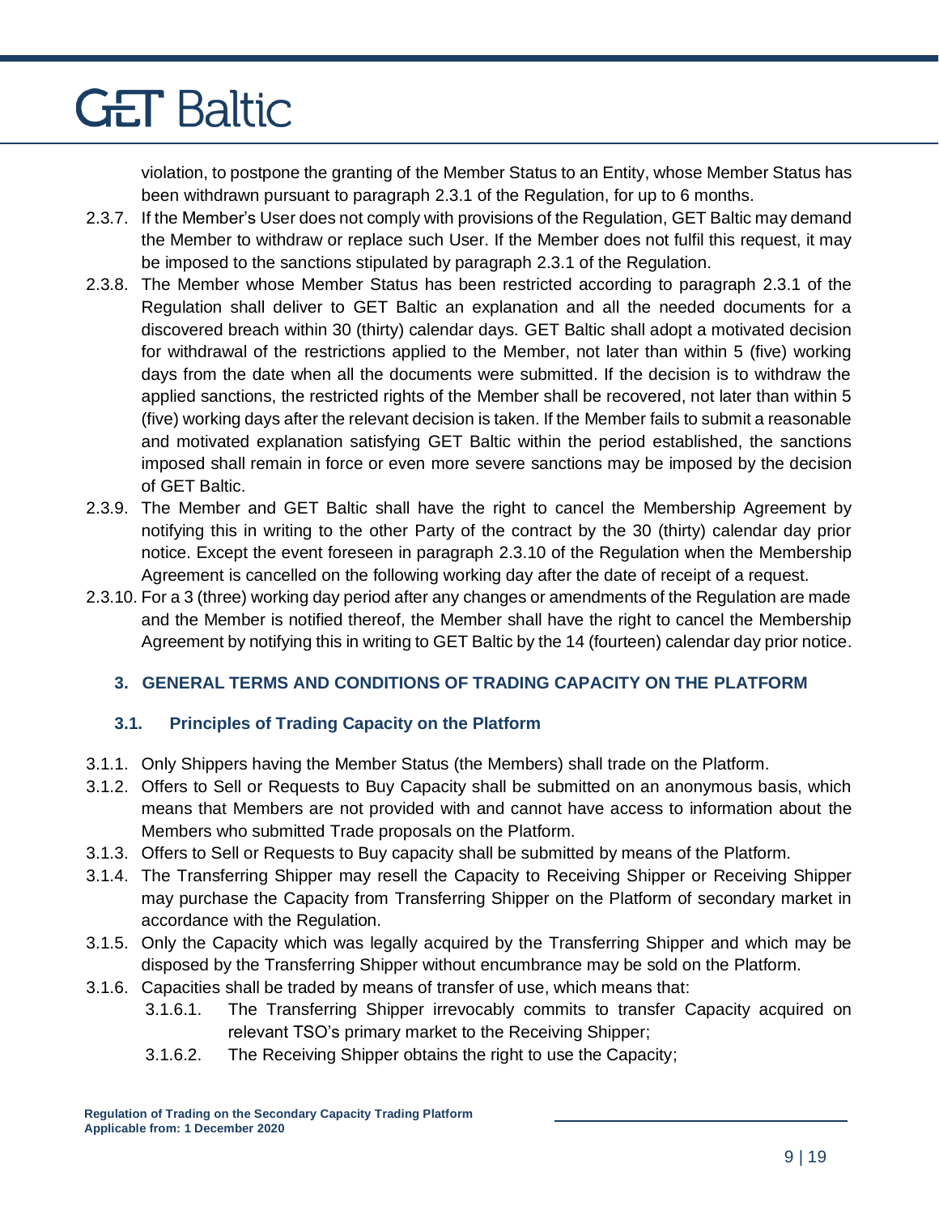violation, to postpone the granting of the Member Status to an Entity, whose Member Status has been withdrawn pursuant to paragraph 2.3.1 of the Regulation, for up to 6 months.

2.3.7. If the Member's User does not comply with provisions of the Regulation, GET Baltic may demand the Member to withdraw or replace such User. If the Member does not fulfil this request, it may be imposed to the sanctions stipulated by paragraph 2.3.1 of the Regulation.

2.3.8. The Member whose Member Status has been restricted according to paragraph 2.3.1 of the Regulation shall deliver to GET Baltic an explanation and all the needed documents for a discovered breach within 30 (thirty) calendar days. GET Baltic shall adopt a motivated decision for withdrawal of the restrictions applied to the Member, not later than within 5 (five) working days from the date when all the documents were submitted. If the decision is to withdraw the applied sanctions, the restricted rights of the Member shall be recovered, not later than within 5 (five) working days after the relevant decision is taken. If the Member fails to submit a reasonable and motivated explanation satisfying GET Baltic within the period established, the sanctions imposed shall remain in force or even more severe sanctions may be imposed by the decision of GET Baltic.

2.3.9. The Member and GET Baltic shall have the right to cancel the Membership Agreement by notifying this in writing to the other Party of the contract by the 30 (thirty) calendar day prior notice. Except the event foreseen in paragraph 2.3.10 of the Regulation when the Membership Agreement is cancelled on the following working day after the date of receipt of a request.

2.3.10. For a 3 (three) working day period after any changes or amendments of the Regulation are made and the Member is notified thereof, the Member shall have the right to cancel the Membership Agreement by notifying this in writing to GET Baltic by the 14 (fourteen) calendar day prior notice.

## 3. GENERAL TERMS AND CONDITIONS OF TRADING CAPACITY ON THE PLATFORM

### 3.1. Principles of Trading Capacity on the Platform

3.1.1. Only Shippers having the Member Status (the Members) shall trade on the Platform.

3.1.2. Offers to Sell or Requests to Buy Capacity shall be submitted on an anonymous basis, which means that Members are not provided with and cannot have access to information about the Members who submitted Trade proposals on the Platform.

3.1.3. Offers to Sell or Requests to Buy capacity shall be submitted by means of the Platform.

3.1.4. The Transferring Shipper may resell the Capacity to Receiving Shipper or Receiving Shipper may purchase the Capacity from Transferring Shipper on the Platform of secondary market in accordance with the Regulation.

3.1.5. Only the Capacity which was legally acquired by the Transferring Shipper and which may be disposed by the Transferring Shipper without encumbrance may be sold on the Platform.

3.1.6. Capacities shall be traded by means of transfer of use, which means that:

3.1.6.1. The Transferring Shipper irrevocably commits to transfer Capacity acquired on relevant TSO's primary market to the Receiving Shipper;

3.1.6.2. The Receiving Shipper obtains the right to use the Capacity;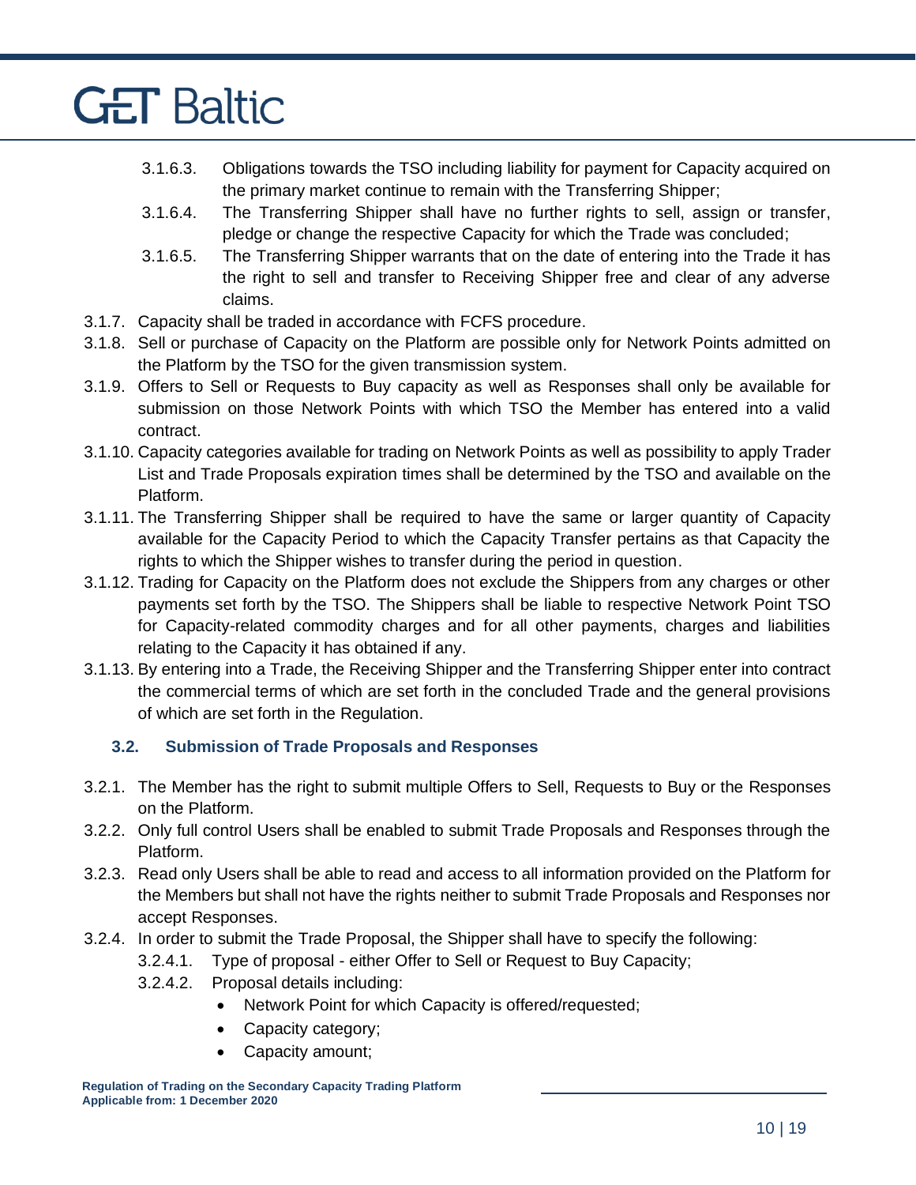3.1.6.3. Obligations towards the TSO including liability for payment for Capacity acquired on the primary market continue to remain with the Transferring Shipper;

3.1.6.4. The Transferring Shipper shall have no further rights to sell, assign or transfer, pledge or change the respective Capacity for which the Trade was concluded;

3.1.6.5. The Transferring Shipper warrants that on the date of entering into the Trade it has the right to sell and transfer to Receiving Shipper free and clear of any adverse claims.

3.1.7. Capacity shall be traded in accordance with FCFS procedure.

3.1.8. Sell or purchase of Capacity on the Platform are possible only for Network Points admitted on the Platform by the TSO for the given transmission system.

3.1.9. Offers to Sell or Requests to Buy capacity as well as Responses shall only be available for submission on those Network Points with which TSO the Member has entered into a valid contract.

3.1.10. Capacity categories available for trading on Network Points as well as possibility to apply Trader List and Trade Proposals expiration times shall be determined by the TSO and available on the Platform.

3.1.11. The Transferring Shipper shall be required to have the same or larger quantity of Capacity available for the Capacity Period to which the Capacity Transfer pertains as that Capacity the rights to which the Shipper wishes to transfer during the period in question.

3.1.12. Trading for Capacity on the Platform does not exclude the Shippers from any charges or other payments set forth by the TSO. The Shippers shall be liable to respective Network Point TSO for Capacity-related commodity charges and for all other payments, charges and liabilities relating to the Capacity it has obtained if any.

3.1.13. By entering into a Trade, the Receiving Shipper and the Transferring Shipper enter into contract the commercial terms of which are set forth in the concluded Trade and the general provisions of which are set forth in the Regulation.

### 3.2. Submission of Trade Proposals and Responses

3.2.1. The Member has the right to submit multiple Offers to Sell, Requests to Buy or the Responses on the Platform.

3.2.2. Only full control Users shall be enabled to submit Trade Proposals and Responses through the Platform.

3.2.3. Read only Users shall be able to read and access to all information provided on the Platform for the Members but shall not have the rights neither to submit Trade Proposals and Responses nor accept Responses.

3.2.4. In order to submit the Trade Proposal, the Shipper shall have to specify the following:

3.2.4.1. Type of proposal - either Offer to Sell or Request to Buy Capacity;

3.2.4.2. Proposal details including:

- Network Point for which Capacity is offered/requested;
- Capacity category;
- Capacity amount;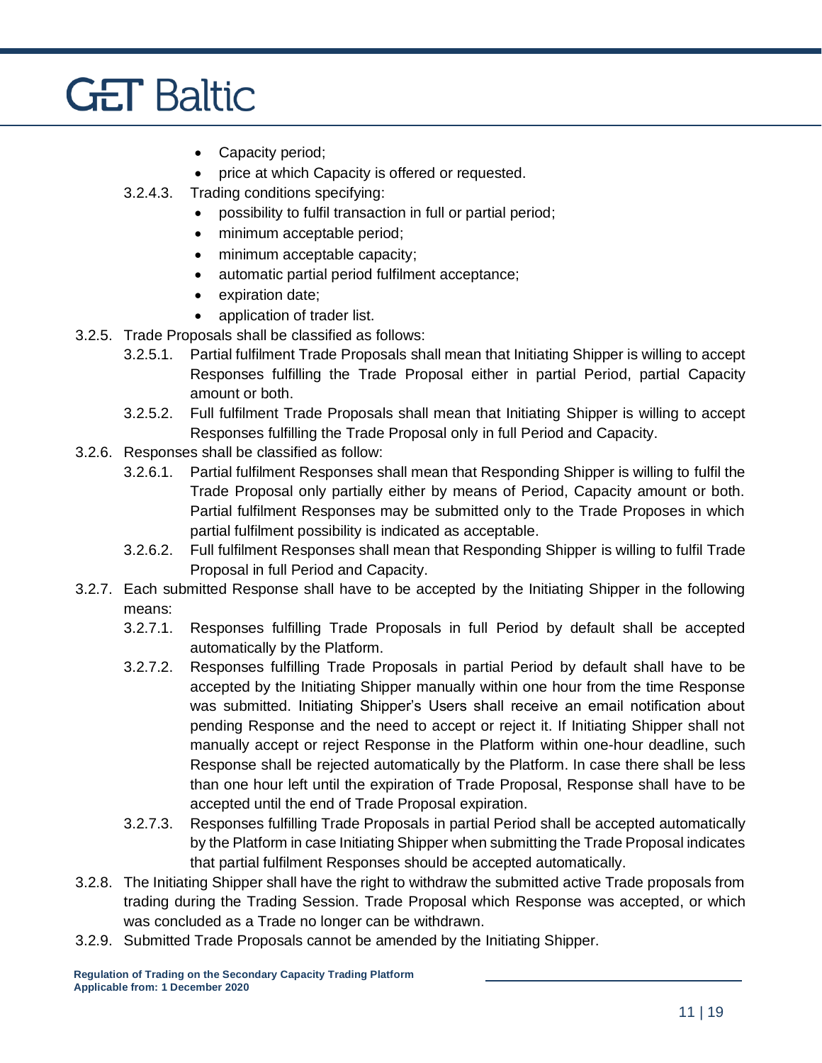- Capacity period;
- price at which Capacity is offered or requested.

3.2.4.3. Trading conditions specifying:

- possibility to fulfil transaction in full or partial period;
- minimum acceptable period;
- minimum acceptable capacity;
- automatic partial period fulfilment acceptance;
- expiration date;
- application of trader list.

3.2.5. Trade Proposals shall be classified as follows:

3.2.5.1. Partial fulfilment Trade Proposals shall mean that Initiating Shipper is willing to accept Responses fulfilling the Trade Proposal either in partial Period, partial Capacity amount or both.

3.2.5.2. Full fulfilment Trade Proposals shall mean that Initiating Shipper is willing to accept Responses fulfilling the Trade Proposal only in full Period and Capacity.

3.2.6. Responses shall be classified as follow:

3.2.6.1. Partial fulfilment Responses shall mean that Responding Shipper is willing to fulfil the Trade Proposal only partially either by means of Period, Capacity amount or both. Partial fulfilment Responses may be submitted only to the Trade Proposes in which partial fulfilment possibility is indicated as acceptable.

3.2.6.2. Full fulfilment Responses shall mean that Responding Shipper is willing to fulfil Trade Proposal in full Period and Capacity.

3.2.7. Each submitted Response shall have to be accepted by the Initiating Shipper in the following means:

3.2.7.1. Responses fulfilling Trade Proposals in full Period by default shall be accepted automatically by the Platform.

3.2.7.2. Responses fulfilling Trade Proposals in partial Period by default shall have to be accepted by the Initiating Shipper manually within one hour from the time Response was submitted. Initiating Shipper's Users shall receive an email notification about pending Response and the need to accept or reject it. If Initiating Shipper shall not manually accept or reject Response in the Platform within one-hour deadline, such Response shall be rejected automatically by the Platform. In case there shall be less than one hour left until the expiration of Trade Proposal, Response shall have to be accepted until the end of Trade Proposal expiration.

3.2.7.3. Responses fulfilling Trade Proposals in partial Period shall be accepted automatically by the Platform in case Initiating Shipper when submitting the Trade Proposal indicates that partial fulfilment Responses should be accepted automatically.

3.2.8. The Initiating Shipper shall have the right to withdraw the submitted active Trade proposals from trading during the Trading Session. Trade Proposal which Response was accepted, or which was concluded as a Trade no longer can be withdrawn.

3.2.9. Submitted Trade Proposals cannot be amended by the Initiating Shipper.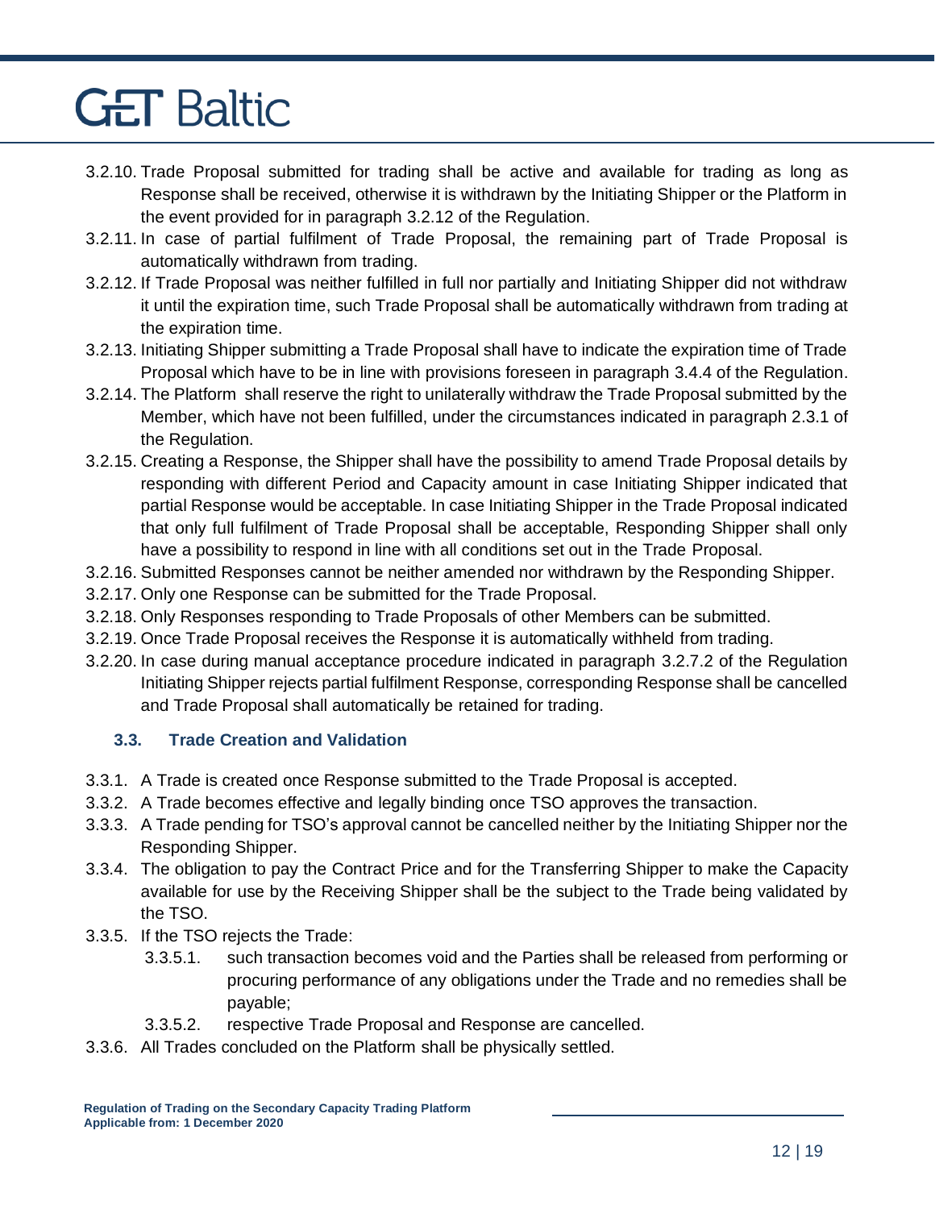3.2.10. Trade Proposal submitted for trading shall be active and available for trading as long as Response shall be received, otherwise it is withdrawn by the Initiating Shipper or the Platform in the event provided for in paragraph 3.2.12 of the Regulation.

3.2.11. In case of partial fulfilment of Trade Proposal, the remaining part of Trade Proposal is automatically withdrawn from trading.

3.2.12. If Trade Proposal was neither fulfilled in full nor partially and Initiating Shipper did not withdraw it until the expiration time, such Trade Proposal shall be automatically withdrawn from trading at the expiration time.

3.2.13. Initiating Shipper submitting a Trade Proposal shall have to indicate the expiration time of Trade Proposal which have to be in line with provisions foreseen in paragraph 3.4.4 of the Regulation.

3.2.14. The Platform shall reserve the right to unilaterally withdraw the Trade Proposal submitted by the Member, which have not been fulfilled, under the circumstances indicated in paragraph 2.3.1 of the Regulation.

3.2.15. Creating a Response, the Shipper shall have the possibility to amend Trade Proposal details by responding with different Period and Capacity amount in case Initiating Shipper indicated that partial Response would be acceptable. In case Initiating Shipper in the Trade Proposal indicated that only full fulfilment of Trade Proposal shall be acceptable, Responding Shipper shall only have a possibility to respond in line with all conditions set out in the Trade Proposal.

3.2.16. Submitted Responses cannot be neither amended nor withdrawn by the Responding Shipper.

3.2.17. Only one Response can be submitted for the Trade Proposal.

3.2.18. Only Responses responding to Trade Proposals of other Members can be submitted.

3.2.19. Once Trade Proposal receives the Response it is automatically withheld from trading.

3.2.20. In case during manual acceptance procedure indicated in paragraph 3.2.7.2 of the Regulation Initiating Shipper rejects partial fulfilment Response, corresponding Response shall be cancelled and Trade Proposal shall automatically be retained for trading.

### 3.3. Trade Creation and Validation

3.3.1. A Trade is created once Response submitted to the Trade Proposal is accepted.

3.3.2. A Trade becomes effective and legally binding once TSO approves the transaction.

3.3.3. A Trade pending for TSO's approval cannot be cancelled neither by the Initiating Shipper nor the Responding Shipper.

3.3.4. The obligation to pay the Contract Price and for the Transferring Shipper to make the Capacity available for use by the Receiving Shipper shall be the subject to the Trade being validated by the TSO.

3.3.5. If the TSO rejects the Trade:

3.3.5.1. such transaction becomes void and the Parties shall be released from performing or procuring performance of any obligations under the Trade and no remedies shall be payable;

3.3.5.2. respective Trade Proposal and Response are cancelled.

3.3.6. All Trades concluded on the Platform shall be physically settled.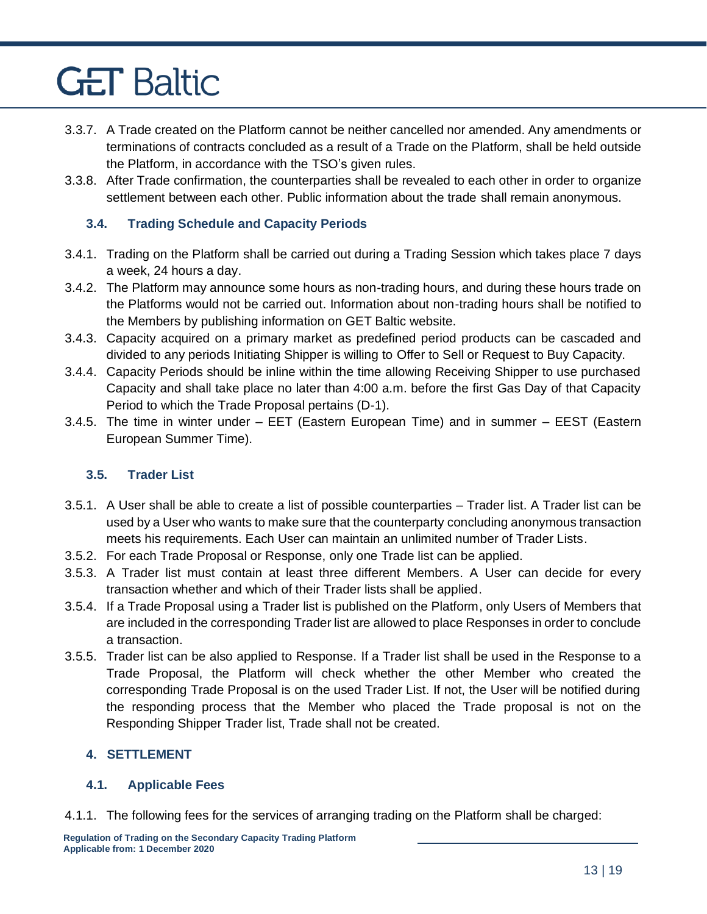3.3.7. A Trade created on the Platform cannot be neither cancelled nor amended. Any amendments or terminations of contracts concluded as a result of a Trade on the Platform, shall be held outside the Platform, in accordance with the TSO's given rules.

3.3.8. After Trade confirmation, the counterparties shall be revealed to each other in order to organize settlement between each other. Public information about the trade shall remain anonymous.

### 3.4. Trading Schedule and Capacity Periods

3.4.1. Trading on the Platform shall be carried out during a Trading Session which takes place 7 days a week, 24 hours a day.

3.4.2. The Platform may announce some hours as non-trading hours, and during these hours trade on the Platforms would not be carried out. Information about non-trading hours shall be notified to the Members by publishing information on GET Baltic website.

3.4.3. Capacity acquired on a primary market as predefined period products can be cascaded and divided to any periods Initiating Shipper is willing to Offer to Sell or Request to Buy Capacity.

3.4.4. Capacity Periods should be inline within the time allowing Receiving Shipper to use purchased Capacity and shall take place no later than 4:00 a.m. before the first Gas Day of that Capacity Period to which the Trade Proposal pertains (D-1).

3.4.5. The time in winter under – EET (Eastern European Time) and in summer – EEST (Eastern European Summer Time).

### 3.5. Trader List

3.5.1. A User shall be able to create a list of possible counterparties – Trader list. A Trader list can be used by a User who wants to make sure that the counterparty concluding anonymous transaction meets his requirements. Each User can maintain an unlimited number of Trader Lists.

3.5.2. For each Trade Proposal or Response, only one Trade list can be applied.

3.5.3. A Trader list must contain at least three different Members. A User can decide for every transaction whether and which of their Trader lists shall be applied.

3.5.4. If a Trade Proposal using a Trader list is published on the Platform, only Users of Members that are included in the corresponding Trader list are allowed to place Responses in order to conclude a transaction.

3.5.5. Trader list can be also applied to Response. If a Trader list shall be used in the Response to a Trade Proposal, the Platform will check whether the other Member who created the corresponding Trade Proposal is on the used Trader List. If not, the User will be notified during the responding process that the Member who placed the Trade proposal is not on the Responding Shipper Trader list, Trade shall not be created.

## 4. SETTLEMENT

### 4.1. Applicable Fees

4.1.1. The following fees for the services of arranging trading on the Platform shall be charged: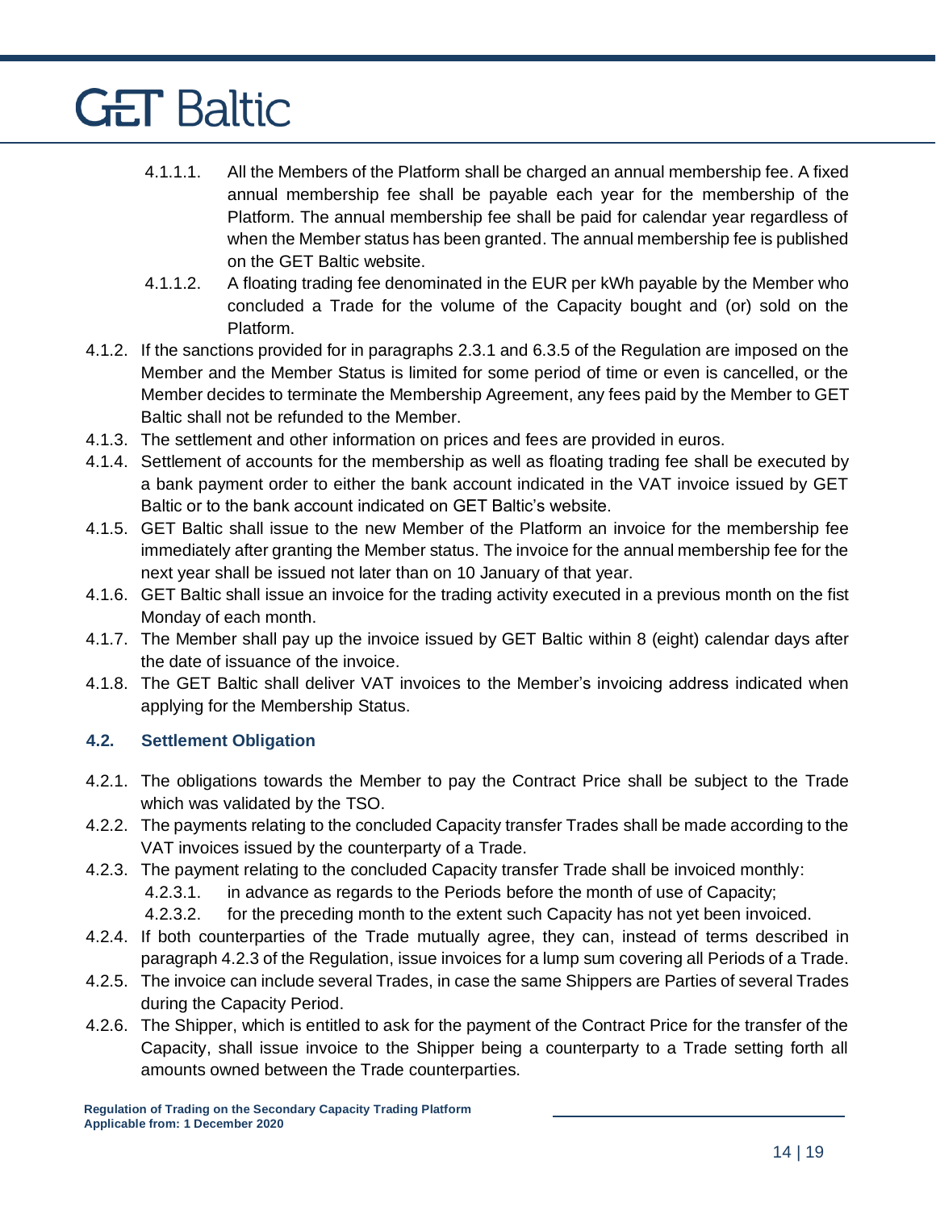4.1.1.1. All the Members of the Platform shall be charged an annual membership fee. A fixed annual membership fee shall be payable each year for the membership of the Platform. The annual membership fee shall be paid for calendar year regardless of when the Member status has been granted. The annual membership fee is published on the GET Baltic website.

4.1.1.2. A floating trading fee denominated in the EUR per kWh payable by the Member who concluded a Trade for the volume of the Capacity bought and (or) sold on the Platform.

4.1.2. If the sanctions provided for in paragraphs 2.3.1 and 6.3.5 of the Regulation are imposed on the Member and the Member Status is limited for some period of time or even is cancelled, or the Member decides to terminate the Membership Agreement, any fees paid by the Member to GET Baltic shall not be refunded to the Member.

4.1.3. The settlement and other information on prices and fees are provided in euros.

4.1.4. Settlement of accounts for the membership as well as floating trading fee shall be executed by a bank payment order to either the bank account indicated in the VAT invoice issued by GET Baltic or to the bank account indicated on GET Baltic's website.

4.1.5. GET Baltic shall issue to the new Member of the Platform an invoice for the membership fee immediately after granting the Member status. The invoice for the annual membership fee for the next year shall be issued not later than on 10 January of that year.

4.1.6. GET Baltic shall issue an invoice for the trading activity executed in a previous month on the fist Monday of each month.

4.1.7. The Member shall pay up the invoice issued by GET Baltic within 8 (eight) calendar days after the date of issuance of the invoice.

4.1.8. The GET Baltic shall deliver VAT invoices to the Member's invoicing address indicated when applying for the Membership Status.

### 4.2. Settlement Obligation

4.2.1. The obligations towards the Member to pay the Contract Price shall be subject to the Trade which was validated by the TSO.

4.2.2. The payments relating to the concluded Capacity transfer Trades shall be made according to the VAT invoices issued by the counterparty of a Trade.

4.2.3. The payment relating to the concluded Capacity transfer Trade shall be invoiced monthly:

4.2.3.1. in advance as regards to the Periods before the month of use of Capacity;

4.2.3.2. for the preceding month to the extent such Capacity has not yet been invoiced.

4.2.4. If both counterparties of the Trade mutually agree, they can, instead of terms described in paragraph 4.2.3 of the Regulation, issue invoices for a lump sum covering all Periods of a Trade.

4.2.5. The invoice can include several Trades, in case the same Shippers are Parties of several Trades during the Capacity Period.

4.2.6. The Shipper, which is entitled to ask for the payment of the Contract Price for the transfer of the Capacity, shall issue invoice to the Shipper being a counterparty to a Trade setting forth all amounts owned between the Trade counterparties.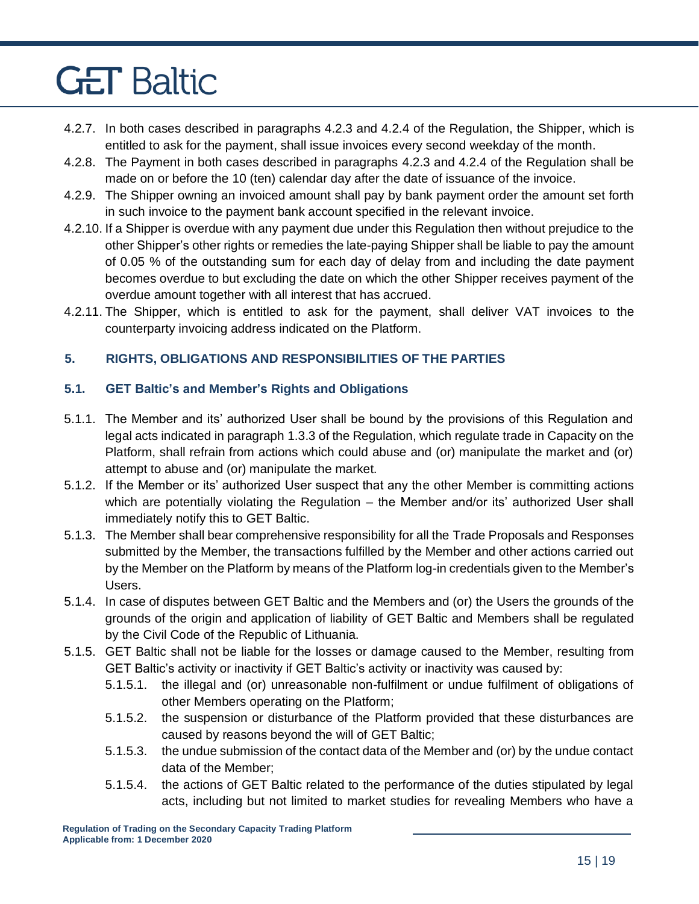4.2.7. In both cases described in paragraphs 4.2.3 and 4.2.4 of the Regulation, the Shipper, which is entitled to ask for the payment, shall issue invoices every second weekday of the month.

4.2.8. The Payment in both cases described in paragraphs 4.2.3 and 4.2.4 of the Regulation shall be made on or before the 10 (ten) calendar day after the date of issuance of the invoice.

4.2.9. The Shipper owning an invoiced amount shall pay by bank payment order the amount set forth in such invoice to the payment bank account specified in the relevant invoice.

4.2.10. If a Shipper is overdue with any payment due under this Regulation then without prejudice to the other Shipper's other rights or remedies the late-paying Shipper shall be liable to pay the amount of 0.05 % of the outstanding sum for each day of delay from and including the date payment becomes overdue to but excluding the date on which the other Shipper receives payment of the overdue amount together with all interest that has accrued.

4.2.11. The Shipper, which is entitled to ask for the payment, shall deliver VAT invoices to the counterparty invoicing address indicated on the Platform.

## 5. RIGHTS, OBLIGATIONS AND RESPONSIBILITIES OF THE PARTIES

### 5.1. GET Baltic's and Member's Rights and Obligations

5.1.1. The Member and its' authorized User shall be bound by the provisions of this Regulation and legal acts indicated in paragraph 1.3.3 of the Regulation, which regulate trade in Capacity on the Platform, shall refrain from actions which could abuse and (or) manipulate the market and (or) attempt to abuse and (or) manipulate the market.

5.1.2. If the Member or its' authorized User suspect that any the other Member is committing actions which are potentially violating the Regulation – the Member and/or its' authorized User shall immediately notify this to GET Baltic.

5.1.3. The Member shall bear comprehensive responsibility for all the Trade Proposals and Responses submitted by the Member, the transactions fulfilled by the Member and other actions carried out by the Member on the Platform by means of the Platform log-in credentials given to the Member's Users.

5.1.4. In case of disputes between GET Baltic and the Members and (or) the Users the grounds of the grounds of the origin and application of liability of GET Baltic and Members shall be regulated by the Civil Code of the Republic of Lithuania.

5.1.5. GET Baltic shall not be liable for the losses or damage caused to the Member, resulting from GET Baltic's activity or inactivity if GET Baltic's activity or inactivity was caused by:

- 5.1.5.1. the illegal and (or) unreasonable non-fulfilment or undue fulfilment of obligations of other Members operating on the Platform;
- 5.1.5.2. the suspension or disturbance of the Platform provided that these disturbances are caused by reasons beyond the will of GET Baltic;
- 5.1.5.3. the undue submission of the contact data of the Member and (or) by the undue contact data of the Member;
- 5.1.5.4. the actions of GET Baltic related to the performance of the duties stipulated by legal acts, including but not limited to market studies for revealing Members who have a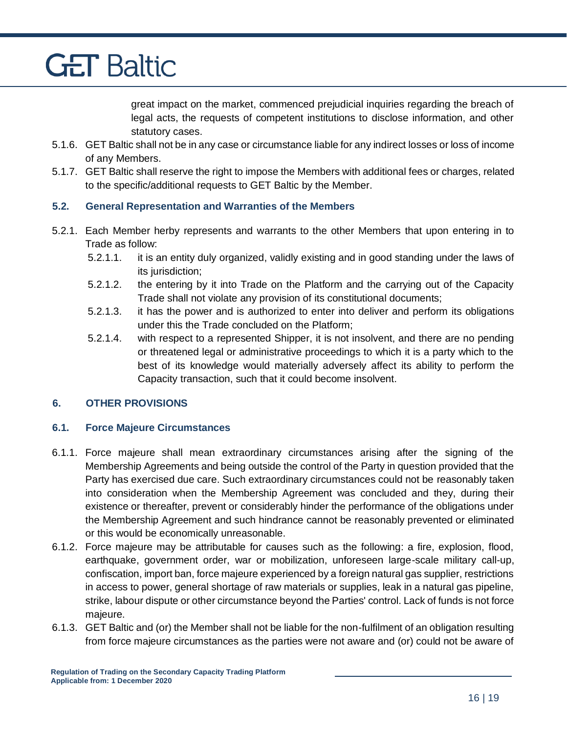great impact on the market, commenced prejudicial inquiries regarding the breach of legal acts, the requests of competent institutions to disclose information, and other statutory cases.

5.1.6. GET Baltic shall not be in any case or circumstance liable for any indirect losses or loss of income of any Members.

5.1.7. GET Baltic shall reserve the right to impose the Members with additional fees or charges, related to the specific/additional requests to GET Baltic by the Member.

### 5.2. General Representation and Warranties of the Members

5.2.1. Each Member herby represents and warrants to the other Members that upon entering in to Trade as follow:

- 5.2.1.1. it is an entity duly organized, validly existing and in good standing under the laws of its jurisdiction;
- 5.2.1.2. the entering by it into Trade on the Platform and the carrying out of the Capacity Trade shall not violate any provision of its constitutional documents;
- 5.2.1.3. it has the power and is authorized to enter into deliver and perform its obligations under this the Trade concluded on the Platform;
- 5.2.1.4. with respect to a represented Shipper, it is not insolvent, and there are no pending or threatened legal or administrative proceedings to which it is a party which to the best of its knowledge would materially adversely affect its ability to perform the Capacity transaction, such that it could become insolvent.

## 6. OTHER PROVISIONS

### 6.1. Force Majeure Circumstances

6.1.1. Force majeure shall mean extraordinary circumstances arising after the signing of the Membership Agreements and being outside the control of the Party in question provided that the Party has exercised due care. Such extraordinary circumstances could not be reasonably taken into consideration when the Membership Agreement was concluded and they, during their existence or thereafter, prevent or considerably hinder the performance of the obligations under the Membership Agreement and such hindrance cannot be reasonably prevented or eliminated or this would be economically unreasonable.

6.1.2. Force majeure may be attributable for causes such as the following: a fire, explosion, flood, earthquake, government order, war or mobilization, unforeseen large-scale military call-up, confiscation, import ban, force majeure experienced by a foreign natural gas supplier, restrictions in access to power, general shortage of raw materials or supplies, leak in a natural gas pipeline, strike, labour dispute or other circumstance beyond the Parties' control. Lack of funds is not force majeure.

6.1.3. GET Baltic and (or) the Member shall not be liable for the non-fulfilment of an obligation resulting from force majeure circumstances as the parties were not aware and (or) could not be aware of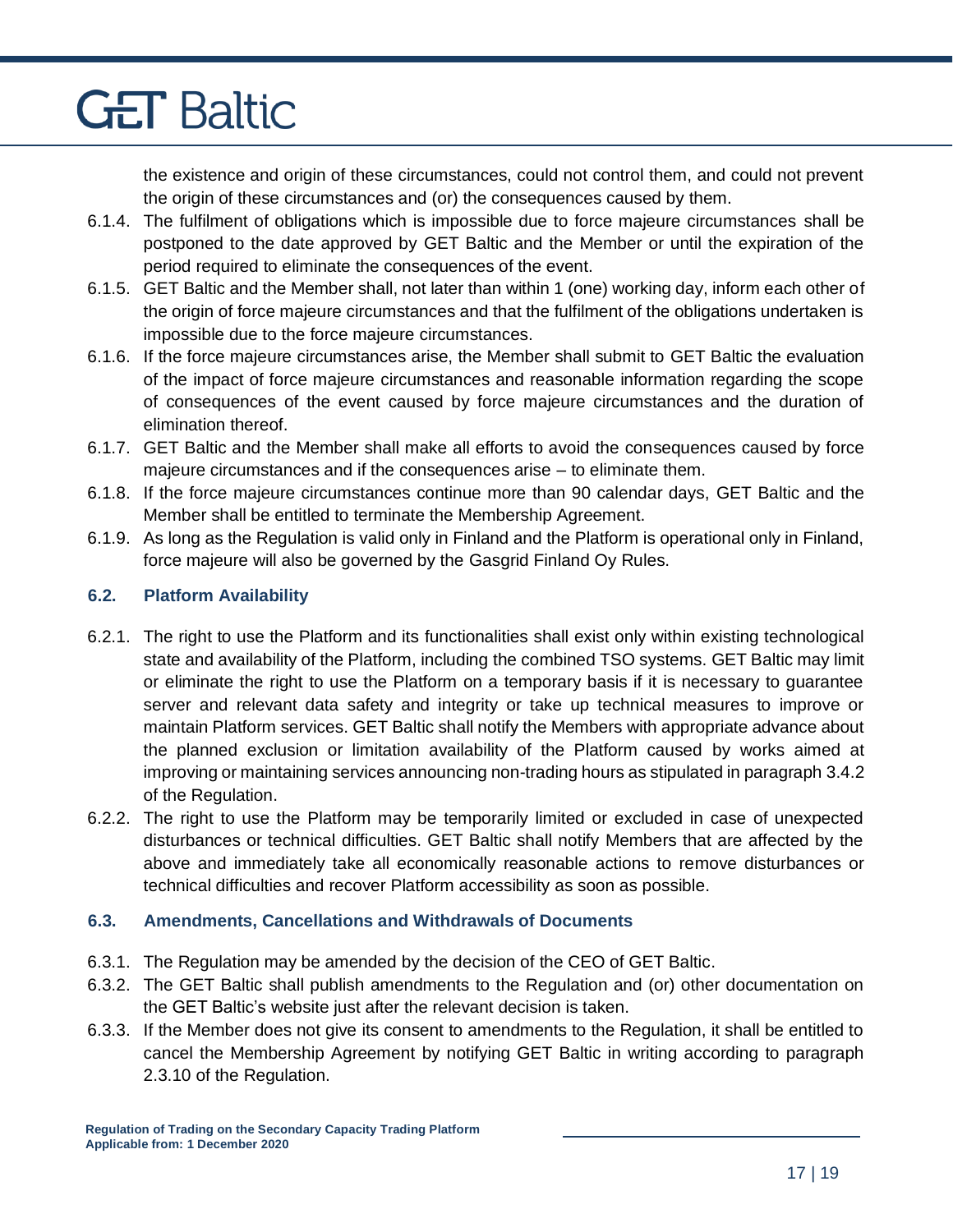the existence and origin of these circumstances, could not control them, and could not prevent the origin of these circumstances and (or) the consequences caused by them.

6.1.4. The fulfilment of obligations which is impossible due to force majeure circumstances shall be postponed to the date approved by GET Baltic and the Member or until the expiration of the period required to eliminate the consequences of the event.

6.1.5. GET Baltic and the Member shall, not later than within 1 (one) working day, inform each other of the origin of force majeure circumstances and that the fulfilment of the obligations undertaken is impossible due to the force majeure circumstances.

6.1.6. If the force majeure circumstances arise, the Member shall submit to GET Baltic the evaluation of the impact of force majeure circumstances and reasonable information regarding the scope of consequences of the event caused by force majeure circumstances and the duration of elimination thereof.

6.1.7. GET Baltic and the Member shall make all efforts to avoid the consequences caused by force majeure circumstances and if the consequences arise – to eliminate them.

6.1.8. If the force majeure circumstances continue more than 90 calendar days, GET Baltic and the Member shall be entitled to terminate the Membership Agreement.

6.1.9. As long as the Regulation is valid only in Finland and the Platform is operational only in Finland, force majeure will also be governed by the Gasgrid Finland Oy Rules.

### 6.2. Platform Availability

6.2.1. The right to use the Platform and its functionalities shall exist only within existing technological state and availability of the Platform, including the combined TSO systems. GET Baltic may limit or eliminate the right to use the Platform on a temporary basis if it is necessary to guarantee server and relevant data safety and integrity or take up technical measures to improve or maintain Platform services. GET Baltic shall notify the Members with appropriate advance about the planned exclusion or limitation availability of the Platform caused by works aimed at improving or maintaining services announcing non-trading hours as stipulated in paragraph 3.4.2 of the Regulation.

6.2.2. The right to use the Platform may be temporarily limited or excluded in case of unexpected disturbances or technical difficulties. GET Baltic shall notify Members that are affected by the above and immediately take all economically reasonable actions to remove disturbances or technical difficulties and recover Platform accessibility as soon as possible.

### 6.3. Amendments, Cancellations and Withdrawals of Documents

6.3.1. The Regulation may be amended by the decision of the CEO of GET Baltic.

6.3.2. The GET Baltic shall publish amendments to the Regulation and (or) other documentation on the GET Baltic's website just after the relevant decision is taken.

6.3.3. If the Member does not give its consent to amendments to the Regulation, it shall be entitled to cancel the Membership Agreement by notifying GET Baltic in writing according to paragraph 2.3.10 of the Regulation.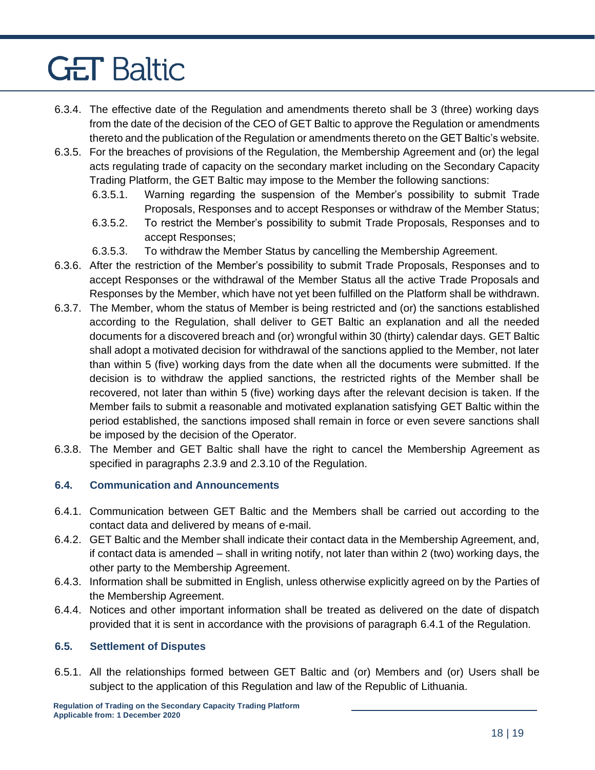6.3.4. The effective date of the Regulation and amendments thereto shall be 3 (three) working days from the date of the decision of the CEO of GET Baltic to approve the Regulation or amendments thereto and the publication of the Regulation or amendments thereto on the GET Baltic's website.

6.3.5. For the breaches of provisions of the Regulation, the Membership Agreement and (or) the legal acts regulating trade of capacity on the secondary market including on the Secondary Capacity Trading Platform, the GET Baltic may impose to the Member the following sanctions:

- 6.3.5.1. Warning regarding the suspension of the Member's possibility to submit Trade Proposals, Responses and to accept Responses or withdraw of the Member Status;
- 6.3.5.2. To restrict the Member's possibility to submit Trade Proposals, Responses and to accept Responses;
- 6.3.5.3. To withdraw the Member Status by cancelling the Membership Agreement.

6.3.6. After the restriction of the Member's possibility to submit Trade Proposals, Responses and to accept Responses or the withdrawal of the Member Status all the active Trade Proposals and Responses by the Member, which have not yet been fulfilled on the Platform shall be withdrawn.

6.3.7. The Member, whom the status of Member is being restricted and (or) the sanctions established according to the Regulation, shall deliver to GET Baltic an explanation and all the needed documents for a discovered breach and (or) wrongful within 30 (thirty) calendar days. GET Baltic shall adopt a motivated decision for withdrawal of the sanctions applied to the Member, not later than within 5 (five) working days from the date when all the documents were submitted. If the decision is to withdraw the applied sanctions, the restricted rights of the Member shall be recovered, not later than within 5 (five) working days after the relevant decision is taken. If the Member fails to submit a reasonable and motivated explanation satisfying GET Baltic within the period established, the sanctions imposed shall remain in force or even severe sanctions shall be imposed by the decision of the Operator.

6.3.8. The Member and GET Baltic shall have the right to cancel the Membership Agreement as specified in paragraphs 2.3.9 and 2.3.10 of the Regulation.

### 6.4. Communication and Announcements

6.4.1. Communication between GET Baltic and the Members shall be carried out according to the contact data and delivered by means of e-mail.

6.4.2. GET Baltic and the Member shall indicate their contact data in the Membership Agreement, and, if contact data is amended – shall in writing notify, not later than within 2 (two) working days, the other party to the Membership Agreement.

6.4.3. Information shall be submitted in English, unless otherwise explicitly agreed on by the Parties of the Membership Agreement.

6.4.4. Notices and other important information shall be treated as delivered on the date of dispatch provided that it is sent in accordance with the provisions of paragraph 6.4.1 of the Regulation.

### 6.5. Settlement of Disputes

6.5.1. All the relationships formed between GET Baltic and (or) Members and (or) Users shall be subject to the application of this Regulation and law of the Republic of Lithuania.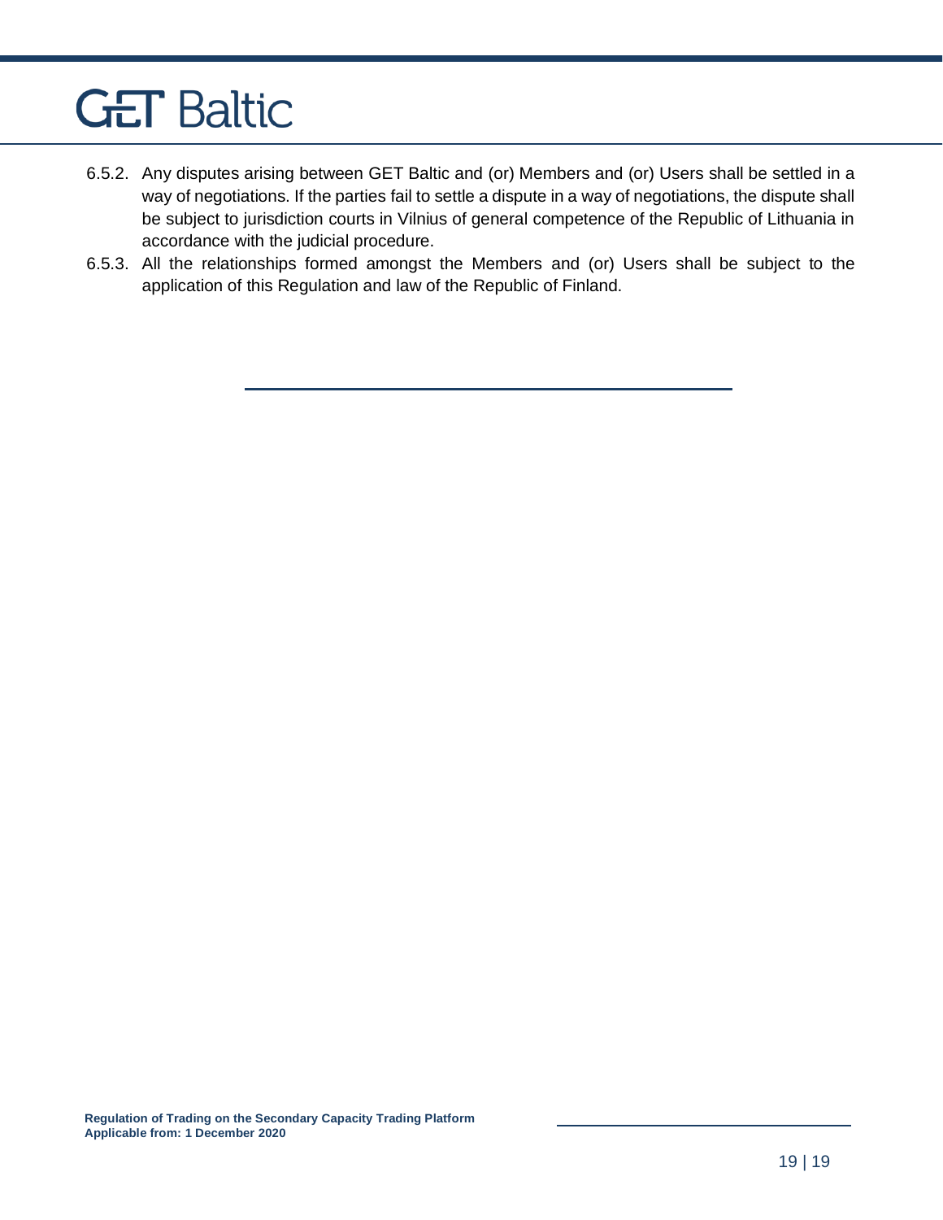6.5.2. Any disputes arising between GET Baltic and (or) Members and (or) Users shall be settled in a way of negotiations. If the parties fail to settle a dispute in a way of negotiations, the dispute shall be subject to jurisdiction courts in Vilnius of general competence of the Republic of Lithuania in accordance with the judicial procedure.

6.5.3. All the relationships formed amongst the Members and (or) Users shall be subject to the application of this Regulation and law of the Republic of Finland.